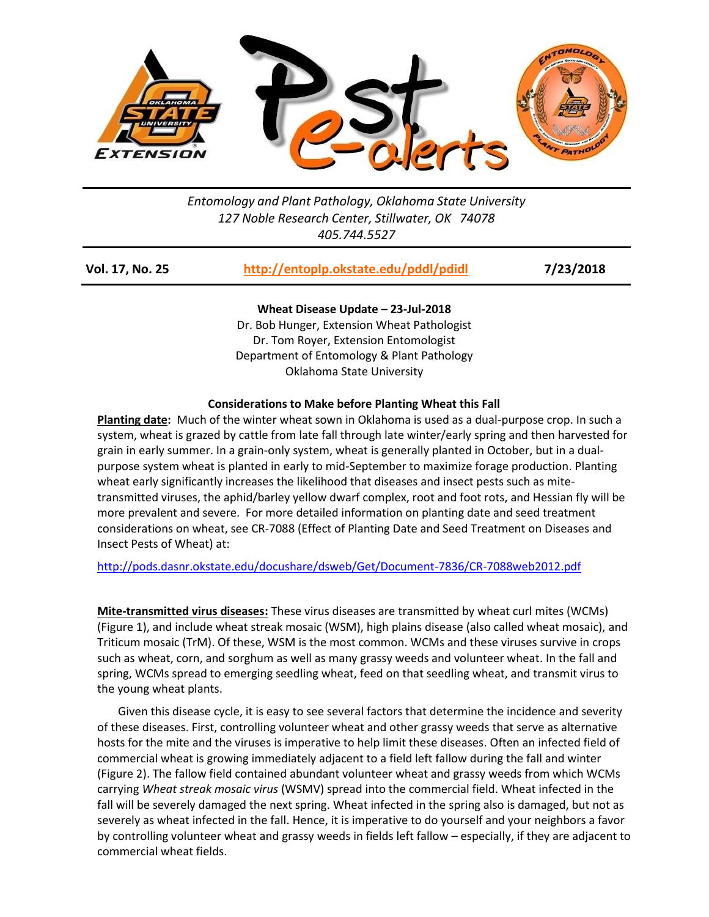Entomology and Plant Pathology, Oklahoma State University
127 Noble Research Center, Stillwater, OK 74078
405.744.5527

**Vol. 17, No. 25** | **http://entoplp.okstate.edu/pddl/pdidl** | **7/23/2018**

**Wheat Disease Update – 23-Jul-2018**
Dr. Bob Hunger, Extension Wheat Pathologist
Dr. Tom Royer, Extension Entomologist
Department of Entomology & Plant Pathology
Oklahoma State University

## Considerations to Make before Planting Wheat this Fall

**Planting date:** Much of the winter wheat sown in Oklahoma is used as a dual-purpose crop. In such a system, wheat is grazed by cattle from late fall through late winter/early spring and then harvested for grain in early summer. In a grain-only system, wheat is generally planted in October, but in a dual-purpose system wheat is planted in early to mid-September to maximize forage production. Planting wheat early significantly increases the likelihood that diseases and insect pests such as mite-transmitted viruses, the aphid/barley yellow dwarf complex, root and foot rots, and Hessian fly will be more prevalent and severe. For more detailed information on planting date and seed treatment considerations on wheat, see CR-7088 (Effect of Planting Date and Seed Treatment on Diseases and Insect Pests of Wheat) at:

http://pods.dasnr.okstate.edu/docushare/dsweb/Get/Document-7836/CR-7088web2012.pdf

**Mite-transmitted virus diseases:** These virus diseases are transmitted by wheat curl mites (WCMs) (Figure 1), and include wheat streak mosaic (WSM), high plains disease (also called wheat mosaic), and Triticum mosaic (TrM). Of these, WSM is the most common. WCMs and these viruses survive in crops such as wheat, corn, and sorghum as well as many grassy weeds and volunteer wheat. In the fall and spring, WCMs spread to emerging seedling wheat, feed on that seedling wheat, and transmit virus to the young wheat plants.

Given this disease cycle, it is easy to see several factors that determine the incidence and severity of these diseases. First, controlling volunteer wheat and other grassy weeds that serve as alternative hosts for the mite and the viruses is imperative to help limit these diseases. Often an infected field of commercial wheat is growing immediately adjacent to a field left fallow during the fall and winter (Figure 2). The fallow field contained abundant volunteer wheat and grassy weeds from which WCMs carrying *Wheat streak mosaic virus* (WSMV) spread into the commercial field. Wheat infected in the fall will be severely damaged the next spring. Wheat infected in the spring also is damaged, but not as severely as wheat infected in the fall. Hence, it is imperative to do yourself and your neighbors a favor by controlling volunteer wheat and grassy weeds in fields left fallow – especially, if they are adjacent to commercial wheat fields.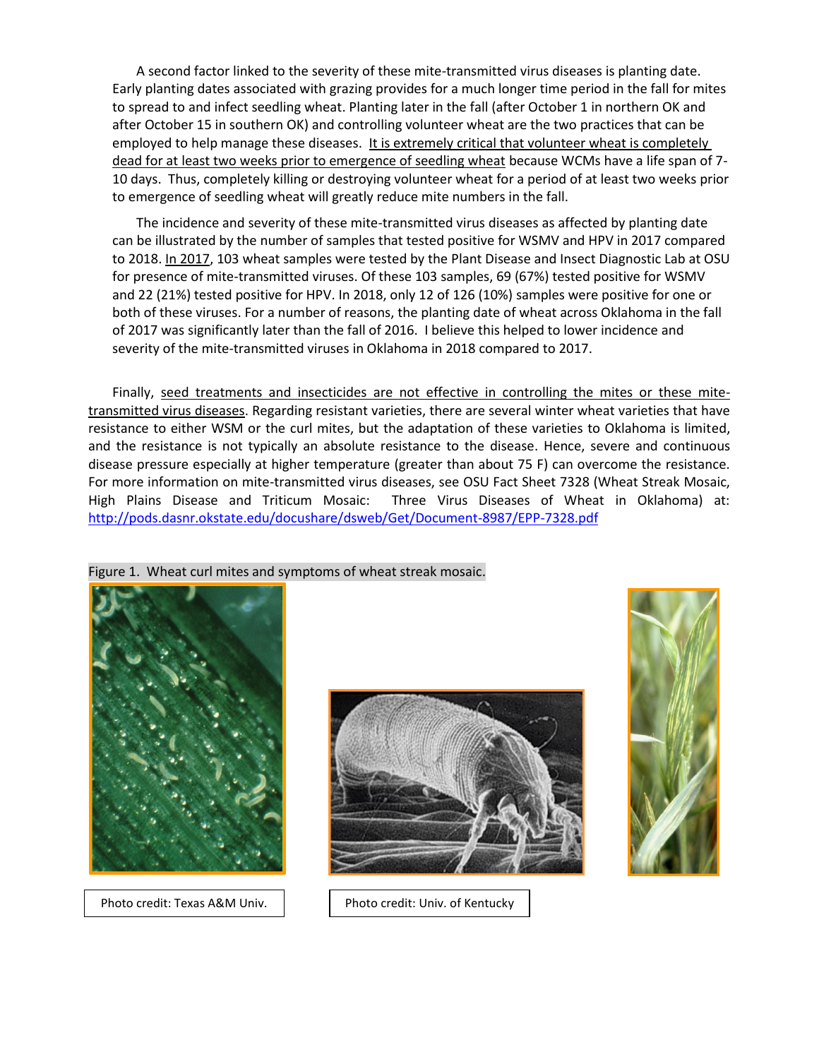A second factor linked to the severity of these mite-transmitted virus diseases is planting date. Early planting dates associated with grazing provides for a much longer time period in the fall for mites to spread to and infect seedling wheat. Planting later in the fall (after October 1 in northern OK and after October 15 in southern OK) and controlling volunteer wheat are the two practices that can be employed to help manage these diseases. It is extremely critical that volunteer wheat is completely dead for at least two weeks prior to emergence of seedling wheat because WCMs have a life span of 7-10 days. Thus, completely killing or destroying volunteer wheat for a period of at least two weeks prior to emergence of seedling wheat will greatly reduce mite numbers in the fall.

The incidence and severity of these mite-transmitted virus diseases as affected by planting date can be illustrated by the number of samples that tested positive for WSMV and HPV in 2017 compared to 2018. In 2017, 103 wheat samples were tested by the Plant Disease and Insect Diagnostic Lab at OSU for presence of mite-transmitted viruses. Of these 103 samples, 69 (67%) tested positive for WSMV and 22 (21%) tested positive for HPV. In 2018, only 12 of 126 (10%) samples were positive for one or both of these viruses. For a number of reasons, the planting date of wheat across Oklahoma in the fall of 2017 was significantly later than the fall of 2016. I believe this helped to lower incidence and severity of the mite-transmitted viruses in Oklahoma in 2018 compared to 2017.

Finally, seed treatments and insecticides are not effective in controlling the mites or these mite-transmitted virus diseases. Regarding resistant varieties, there are several winter wheat varieties that have resistance to either WSM or the curl mites, but the adaptation of these varieties to Oklahoma is limited, and the resistance is not typically an absolute resistance to the disease. Hence, severe and continuous disease pressure especially at higher temperature (greater than about 75 F) can overcome the resistance. For more information on mite-transmitted virus diseases, see OSU Fact Sheet 7328 (Wheat Streak Mosaic, High Plains Disease and Triticum Mosaic: Three Virus Diseases of Wheat in Oklahoma) at: http://pods.dasnr.okstate.edu/docushare/dsweb/Get/Document-8987/EPP-7328.pdf

Figure 1. Wheat curl mites and symptoms of wheat streak mosaic.

Photo credit: Texas A&M Univ.

Photo credit: Univ. of Kentucky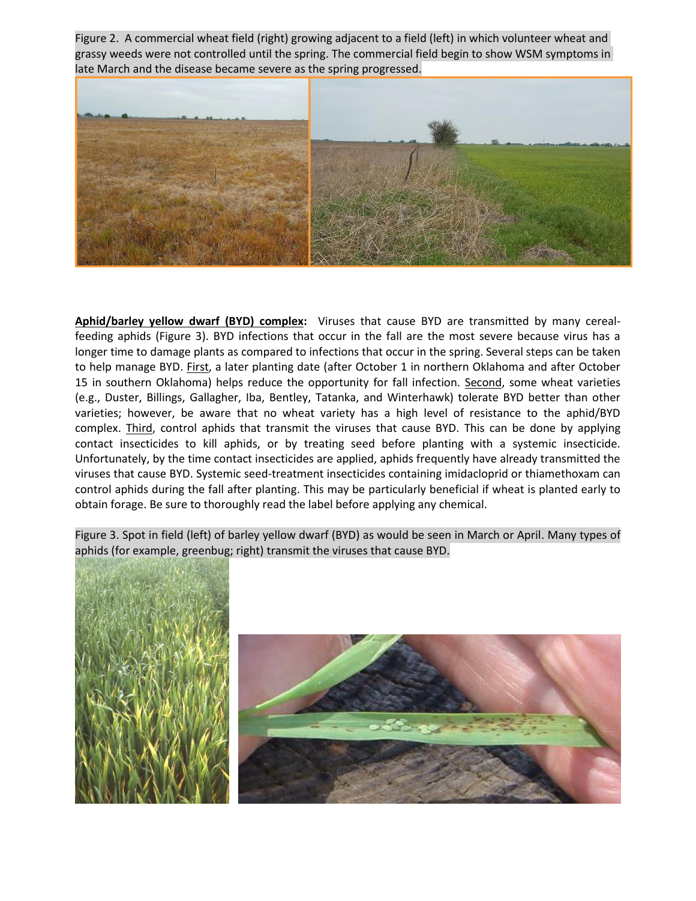Figure 2. A commercial wheat field (right) growing adjacent to a field (left) in which volunteer wheat and grassy weeds were not controlled until the spring. The commercial field begin to show WSM symptoms in late March and the disease became severe as the spring progressed.

**Aphid/barley yellow dwarf (BYD) complex:** Viruses that cause BYD are transmitted by many cereal-feeding aphids (Figure 3). BYD infections that occur in the fall are the most severe because virus has a longer time to damage plants as compared to infections that occur in the spring. Several steps can be taken to help manage BYD. First, a later planting date (after October 1 in northern Oklahoma and after October 15 in southern Oklahoma) helps reduce the opportunity for fall infection. Second, some wheat varieties (e.g., Duster, Billings, Gallagher, Iba, Bentley, Tatanka, and Winterhawk) tolerate BYD better than other varieties; however, be aware that no wheat variety has a high level of resistance to the aphid/BYD complex. Third, control aphids that transmit the viruses that cause BYD. This can be done by applying contact insecticides to kill aphids, or by treating seed before planting with a systemic insecticide. Unfortunately, by the time contact insecticides are applied, aphids frequently have already transmitted the viruses that cause BYD. Systemic seed-treatment insecticides containing imidacloprid or thiamethoxam can control aphids during the fall after planting. This may be particularly beneficial if wheat is planted early to obtain forage. Be sure to thoroughly read the label before applying any chemical.

Figure 3. Spot in field (left) of barley yellow dwarf (BYD) as would be seen in March or April. Many types of aphids (for example, greenbug; right) transmit the viruses that cause BYD.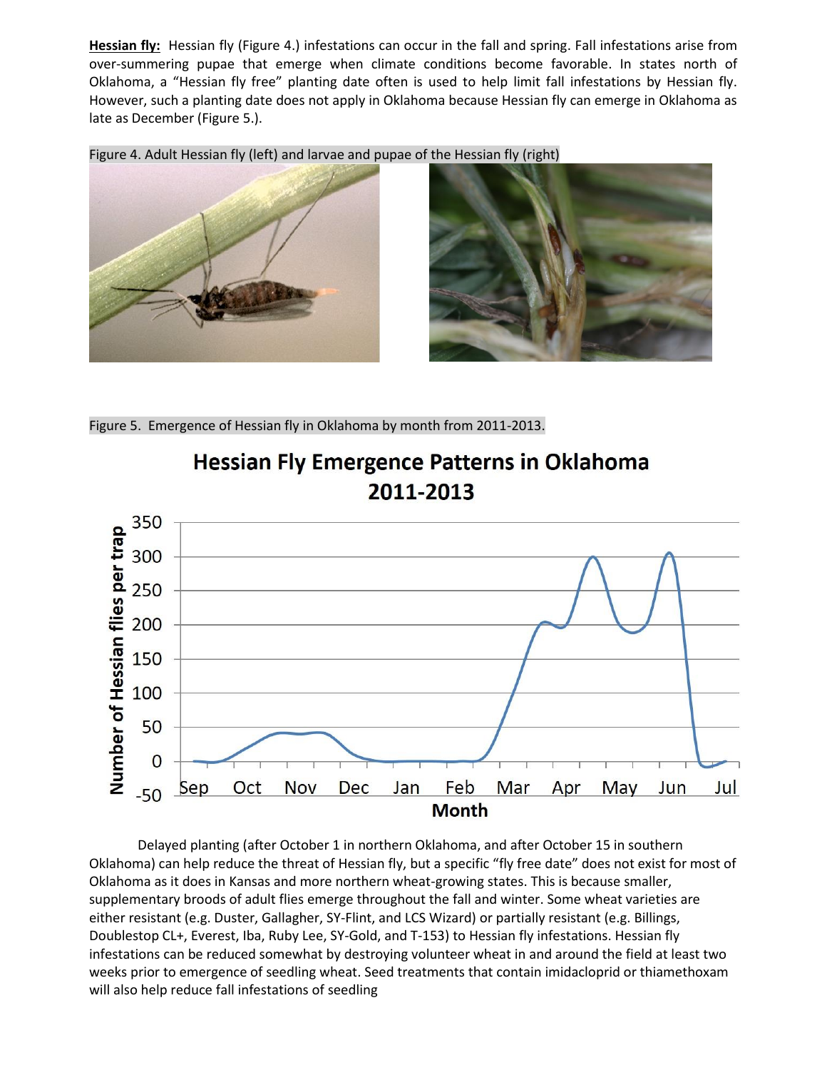**Hessian fly:** Hessian fly (Figure 4.) infestations can occur in the fall and spring. Fall infestations arise from over-summering pupae that emerge when climate conditions become favorable. In states north of Oklahoma, a "Hessian fly free" planting date often is used to help limit fall infestations by Hessian fly. However, such a planting date does not apply in Oklahoma because Hessian fly can emerge in Oklahoma as late as December (Figure 5.).

Figure 4. Adult Hessian fly (left) and larvae and pupae of the Hessian fly (right)

Figure 5. Emergence of Hessian fly in Oklahoma by month from 2011-2013.

Delayed planting (after October 1 in northern Oklahoma, and after October 15 in southern Oklahoma) can help reduce the threat of Hessian fly, but a specific "fly free date" does not exist for most of Oklahoma as it does in Kansas and more northern wheat-growing states. This is because smaller, supplementary broods of adult flies emerge throughout the fall and winter. Some wheat varieties are either resistant (e.g. Duster, Gallagher, SY-Flint, and LCS Wizard) or partially resistant (e.g. Billings, Doublestop CL+, Everest, Iba, Ruby Lee, SY-Gold, and T-153) to Hessian fly infestations. Hessian fly infestations can be reduced somewhat by destroying volunteer wheat in and around the field at least two weeks prior to emergence of seedling wheat. Seed treatments that contain imidacloprid or thiamethoxam will also help reduce fall infestations of seedling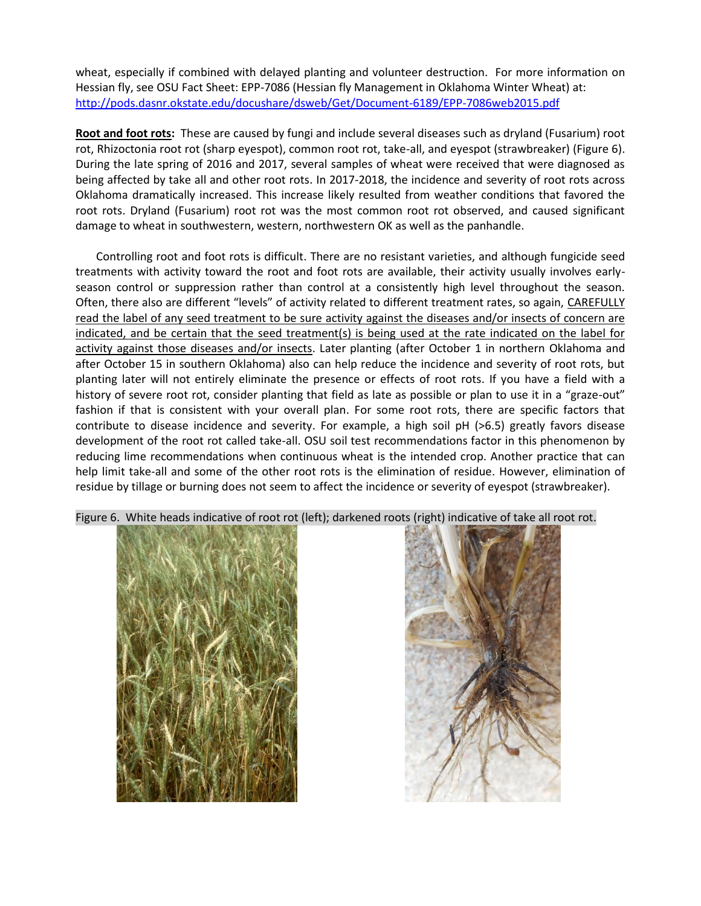wheat, especially if combined with delayed planting and volunteer destruction. For more information on Hessian fly, see OSU Fact Sheet: EPP-7086 (Hessian fly Management in Oklahoma Winter Wheat) at: http://pods.dasnr.okstate.edu/docushare/dsweb/Get/Document-6189/EPP-7086web2015.pdf

**Root and foot rots:** These are caused by fungi and include several diseases such as dryland (Fusarium) root rot, Rhizoctonia root rot (sharp eyespot), common root rot, take-all, and eyespot (strawbreaker) (Figure 6). During the late spring of 2016 and 2017, several samples of wheat were received that were diagnosed as being affected by take all and other root rots. In 2017-2018, the incidence and severity of root rots across Oklahoma dramatically increased. This increase likely resulted from weather conditions that favored the root rots. Dryland (Fusarium) root rot was the most common root rot observed, and caused significant damage to wheat in southwestern, western, northwestern OK as well as the panhandle.

Controlling root and foot rots is difficult. There are no resistant varieties, and although fungicide seed treatments with activity toward the root and foot rots are available, their activity usually involves early-season control or suppression rather than control at a consistently high level throughout the season. Often, there also are different "levels" of activity related to different treatment rates, so again, CAREFULLY read the label of any seed treatment to be sure activity against the diseases and/or insects of concern are indicated, and be certain that the seed treatment(s) is being used at the rate indicated on the label for activity against those diseases and/or insects. Later planting (after October 1 in northern Oklahoma and after October 15 in southern Oklahoma) also can help reduce the incidence and severity of root rots, but planting later will not entirely eliminate the presence or effects of root rots. If you have a field with a history of severe root rot, consider planting that field as late as possible or plan to use it in a "graze-out" fashion if that is consistent with your overall plan. For some root rots, there are specific factors that contribute to disease incidence and severity. For example, a high soil pH (>6.5) greatly favors disease development of the root rot called take-all. OSU soil test recommendations factor in this phenomenon by reducing lime recommendations when continuous wheat is the intended crop. Another practice that can help limit take-all and some of the other root rots is the elimination of residue. However, elimination of residue by tillage or burning does not seem to affect the incidence or severity of eyespot (strawbreaker).

Figure 6. White heads indicative of root rot (left); darkened roots (right) indicative of take all root rot.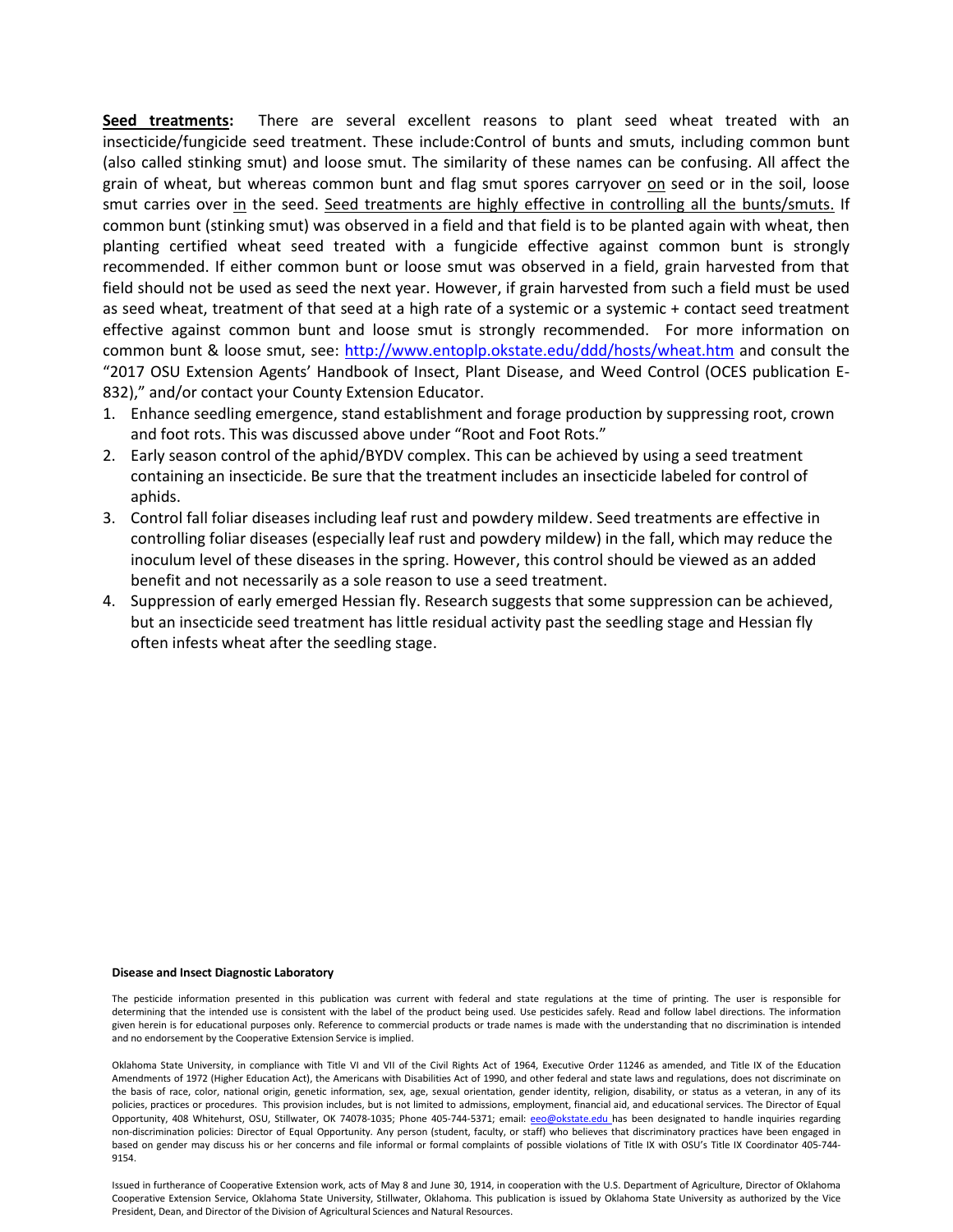**Seed treatments:** There are several excellent reasons to plant seed wheat treated with an insecticide/fungicide seed treatment. These include:Control of bunts and smuts, including common bunt (also called stinking smut) and loose smut. The similarity of these names can be confusing. All affect the grain of wheat, but whereas common bunt and flag smut spores carryover on seed or in the soil, loose smut carries over in the seed. Seed treatments are highly effective in controlling all the bunts/smuts. If common bunt (stinking smut) was observed in a field and that field is to be planted again with wheat, then planting certified wheat seed treated with a fungicide effective against common bunt is strongly recommended. If either common bunt or loose smut was observed in a field, grain harvested from that field should not be used as seed the next year. However, if grain harvested from such a field must be used as seed wheat, treatment of that seed at a high rate of a systemic or a systemic + contact seed treatment effective against common bunt and loose smut is strongly recommended. For more information on common bunt & loose smut, see: http://www.entoplp.okstate.edu/ddd/hosts/wheat.htm and consult the "2017 OSU Extension Agents' Handbook of Insect, Plant Disease, and Weed Control (OCES publication E-832)," and/or contact your County Extension Educator.

1. Enhance seedling emergence, stand establishment and forage production by suppressing root, crown and foot rots. This was discussed above under "Root and Foot Rots."
2. Early season control of the aphid/BYDV complex. This can be achieved by using a seed treatment containing an insecticide. Be sure that the treatment includes an insecticide labeled for control of aphids.
3. Control fall foliar diseases including leaf rust and powdery mildew. Seed treatments are effective in controlling foliar diseases (especially leaf rust and powdery mildew) in the fall, which may reduce the inoculum level of these diseases in the spring. However, this control should be viewed as an added benefit and not necessarily as a sole reason to use a seed treatment.
4. Suppression of early emerged Hessian fly. Research suggests that some suppression can be achieved, but an insecticide seed treatment has little residual activity past the seedling stage and Hessian fly often infests wheat after the seedling stage.

**Disease and Insect Diagnostic Laboratory**

The pesticide information presented in this publication was current with federal and state regulations at the time of printing. The user is responsible for determining that the intended use is consistent with the label of the product being used. Use pesticides safely. Read and follow label directions. The information given herein is for educational purposes only. Reference to commercial products or trade names is made with the understanding that no discrimination is intended and no endorsement by the Cooperative Extension Service is implied.

Oklahoma State University, in compliance with Title VI and VII of the Civil Rights Act of 1964, Executive Order 11246 as amended, and Title IX of the Education Amendments of 1972 (Higher Education Act), the Americans with Disabilities Act of 1990, and other federal and state laws and regulations, does not discriminate on the basis of race, color, national origin, genetic information, sex, age, sexual orientation, gender identity, religion, disability, or status as a veteran, in any of its policies, practices or procedures. This provision includes, but is not limited to admissions, employment, financial aid, and educational services. The Director of Equal Opportunity, 408 Whitehurst, OSU, Stillwater, OK 74078-1035; Phone 405-744-5371; email: eeo@okstate.edu has been designated to handle inquiries regarding non-discrimination policies: Director of Equal Opportunity. Any person (student, faculty, or staff) who believes that discriminatory practices have been engaged in based on gender may discuss his or her concerns and file informal or formal complaints of possible violations of Title IX with OSU's Title IX Coordinator 405-744-9154.

Issued in furtherance of Cooperative Extension work, acts of May 8 and June 30, 1914, in cooperation with the U.S. Department of Agriculture, Director of Oklahoma Cooperative Extension Service, Oklahoma State University, Stillwater, Oklahoma. This publication is issued by Oklahoma State University as authorized by the Vice President, Dean, and Director of the Division of Agricultural Sciences and Natural Resources.